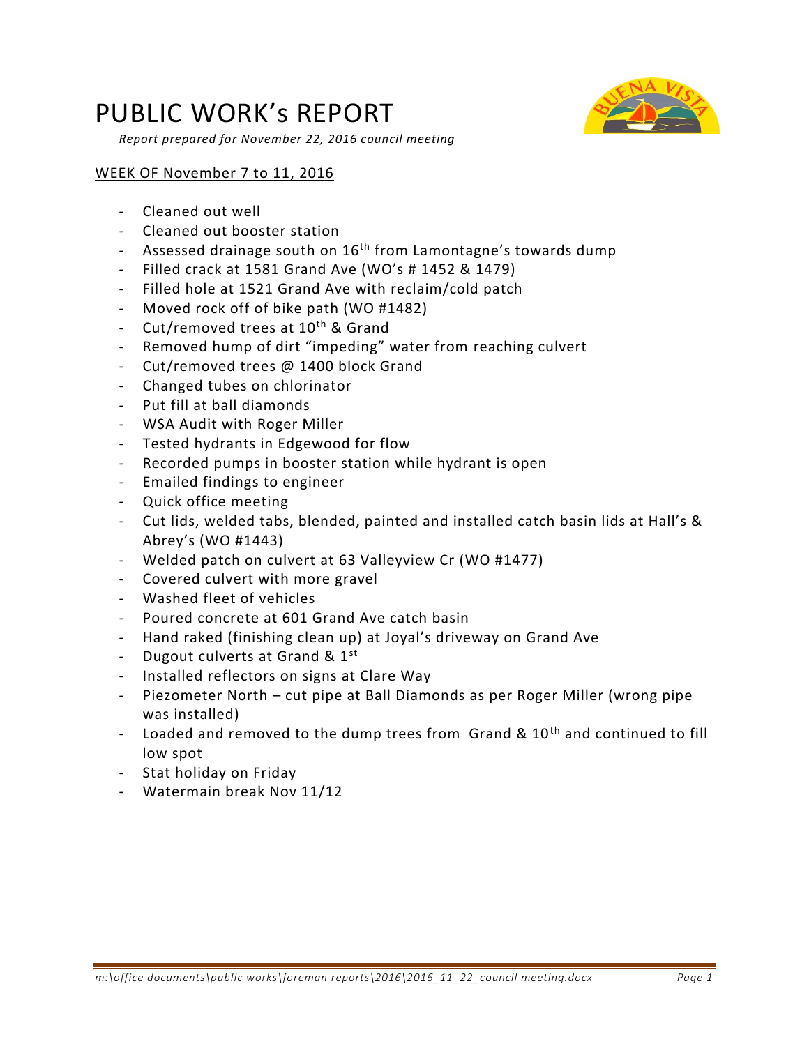# PUBLIC WORK's REPORT

*Report prepared for November 22, 2016 council meeting*

WEEK OF November 7 to 11, 2016

- Cleaned out well
- Cleaned out booster station
- Assessed drainage south on 16th from Lamontagne's towards dump
- Filled crack at 1581 Grand Ave (WO's # 1452 & 1479)
- Filled hole at 1521 Grand Ave with reclaim/cold patch
- Moved rock off of bike path (WO #1482)
- Cut/removed trees at 10th & Grand
- Removed hump of dirt "impeding" water from reaching culvert
- Cut/removed trees @ 1400 block Grand
- Changed tubes on chlorinator
- Put fill at ball diamonds
- WSA Audit with Roger Miller
- Tested hydrants in Edgewood for flow
- Recorded pumps in booster station while hydrant is open
- Emailed findings to engineer
- Quick office meeting
- Cut lids, welded tabs, blended, painted and installed catch basin lids at Hall's & Abrey's (WO #1443)
- Welded patch on culvert at 63 Valleyview Cr (WO #1477)
- Covered culvert with more gravel
- Washed fleet of vehicles
- Poured concrete at 601 Grand Ave catch basin
- Hand raked (finishing clean up) at Joyal's driveway on Grand Ave
- Dugout culverts at Grand & 1st
- Installed reflectors on signs at Clare Way
- Piezometer North – cut pipe at Ball Diamonds as per Roger Miller (wrong pipe was installed)
- Loaded and removed to the dump trees from Grand & 10th and continued to fill low spot
- Stat holiday on Friday
- Watermain break Nov 11/12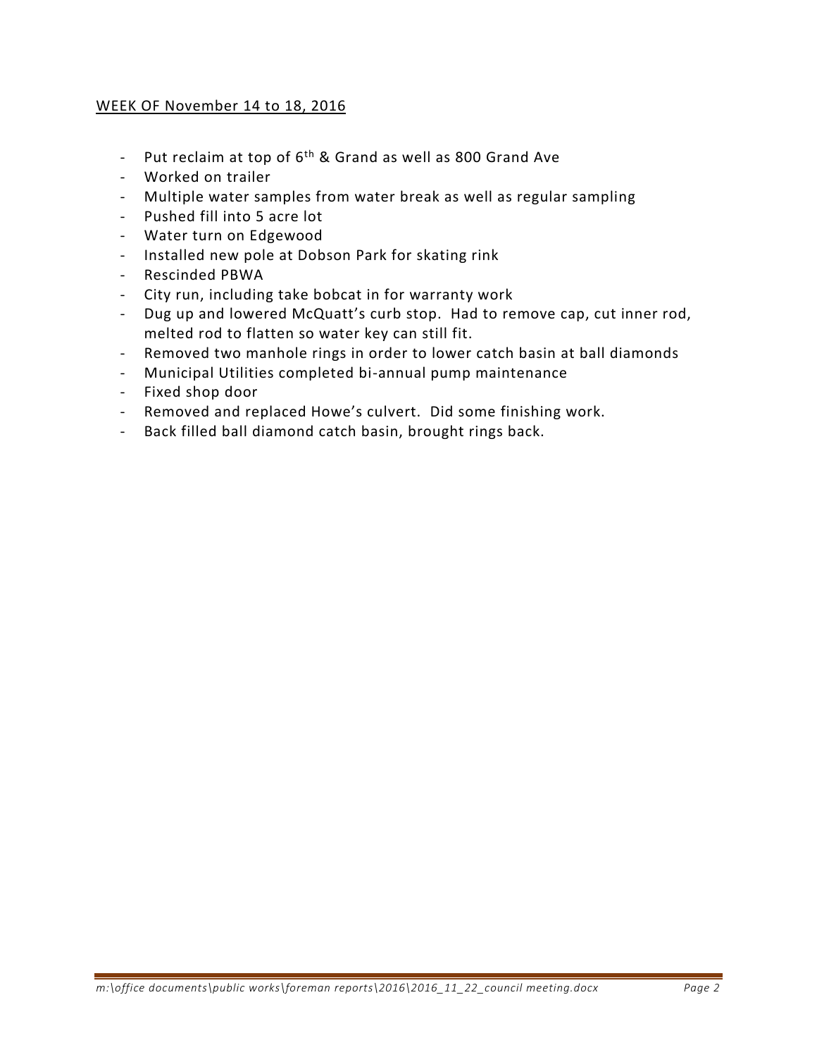WEEK OF November 14 to 18, 2016

- Put reclaim at top of 6th & Grand as well as 800 Grand Ave
- Worked on trailer
- Multiple water samples from water break as well as regular sampling
- Pushed fill into 5 acre lot
- Water turn on Edgewood
- Installed new pole at Dobson Park for skating rink
- Rescinded PBWA
- City run, including take bobcat in for warranty work
- Dug up and lowered McQuatt's curb stop. Had to remove cap, cut inner rod, melted rod to flatten so water key can still fit.
- Removed two manhole rings in order to lower catch basin at ball diamonds
- Municipal Utilities completed bi-annual pump maintenance
- Fixed shop door
- Removed and replaced Howe's culvert. Did some finishing work.
- Back filled ball diamond catch basin, brought rings back.